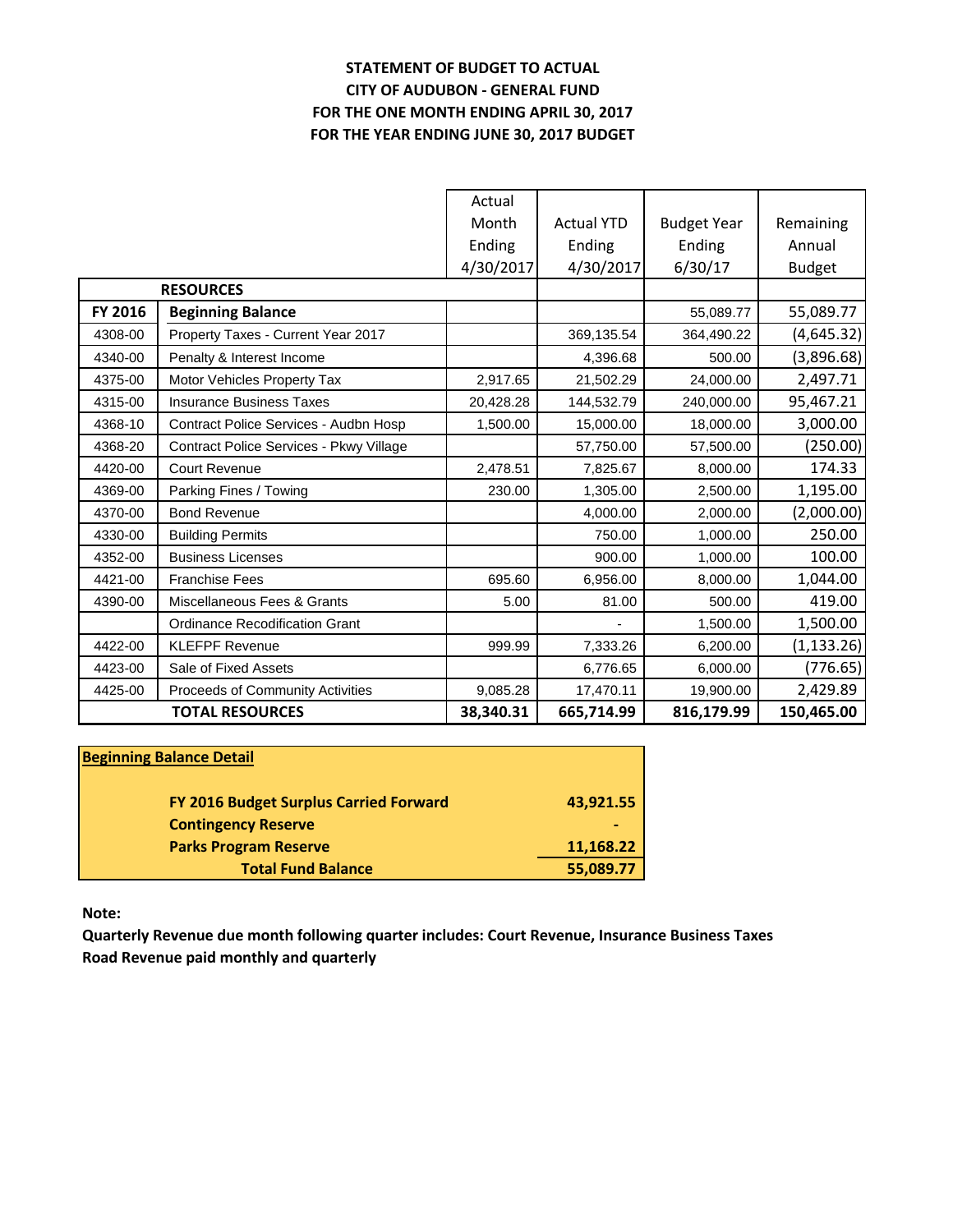# STATEMENT OF BUDGET TO ACTUAL
# CITY OF AUDUBON - GENERAL FUND
## FOR THE ONE MONTH ENDING APRIL 30, 2017
## FOR THE YEAR ENDING JUNE 30, 2017 BUDGET

| | | Actual Month Ending 4/30/2017 | Actual YTD Ending 4/30/2017 | Budget Year Ending 6/30/17 | Remaining Annual Budget |
|---|---|---|---|---|---|
| | **RESOURCES** | | | | |
| **FY 2016** | **Beginning Balance** | | | 55,089.77 | 55,089.77 |
| 4308-00 | Property Taxes - Current Year 2017 | | 369,135.54 | 364,490.22 | (4,645.32) |
| 4340-00 | Penalty & Interest Income | | 4,396.68 | 500.00 | (3,896.68) |
| 4375-00 | Motor Vehicles Property Tax | 2,917.65 | 21,502.29 | 24,000.00 | 2,497.71 |
| 4315-00 | Insurance Business Taxes | 20,428.28 | 144,532.79 | 240,000.00 | 95,467.21 |
| 4368-10 | Contract Police Services - Audbn Hosp | 1,500.00 | 15,000.00 | 18,000.00 | 3,000.00 |
| 4368-20 | Contract Police Services - Pkwy Village | | 57,750.00 | 57,500.00 | (250.00) |
| 4420-00 | Court Revenue | 2,478.51 | 7,825.67 | 8,000.00 | 174.33 |
| 4369-00 | Parking Fines / Towing | 230.00 | 1,305.00 | 2,500.00 | 1,195.00 |
| 4370-00 | Bond Revenue | | 4,000.00 | 2,000.00 | (2,000.00) |
| 4330-00 | Building Permits | | 750.00 | 1,000.00 | 250.00 |
| 4352-00 | Business Licenses | | 900.00 | 1,000.00 | 100.00 |
| 4421-00 | Franchise Fees | 695.60 | 6,956.00 | 8,000.00 | 1,044.00 |
| 4390-00 | Miscellaneous Fees & Grants | 5.00 | 81.00 | 500.00 | 419.00 |
| | Ordinance Recodification Grant | | - | 1,500.00 | 1,500.00 |
| 4422-00 | KLEFPF Revenue | 999.99 | 7,333.26 | 6,200.00 | (1,133.26) |
| 4423-00 | Sale of Fixed Assets | | 6,776.65 | 6,000.00 | (776.65) |
| 4425-00 | Proceeds of Community Activities | 9,085.28 | 17,470.11 | 19,900.00 | 2,429.89 |
| | **TOTAL RESOURCES** | **38,340.31** | **665,714.99** | **816,179.99** | **150,465.00** |

| **Beginning Balance Detail** | |
|---|---|
| **FY 2016 Budget Surplus Carried Forward** | **43,921.55** |
| **Contingency Reserve** | **-** |
| **Parks Program Reserve** | **11,168.22** |
| **Total Fund Balance** | **55,089.77** |

**Note:**

**Quarterly Revenue due month following quarter includes: Court Revenue, Insurance Business Taxes**
**Road Revenue paid monthly and quarterly**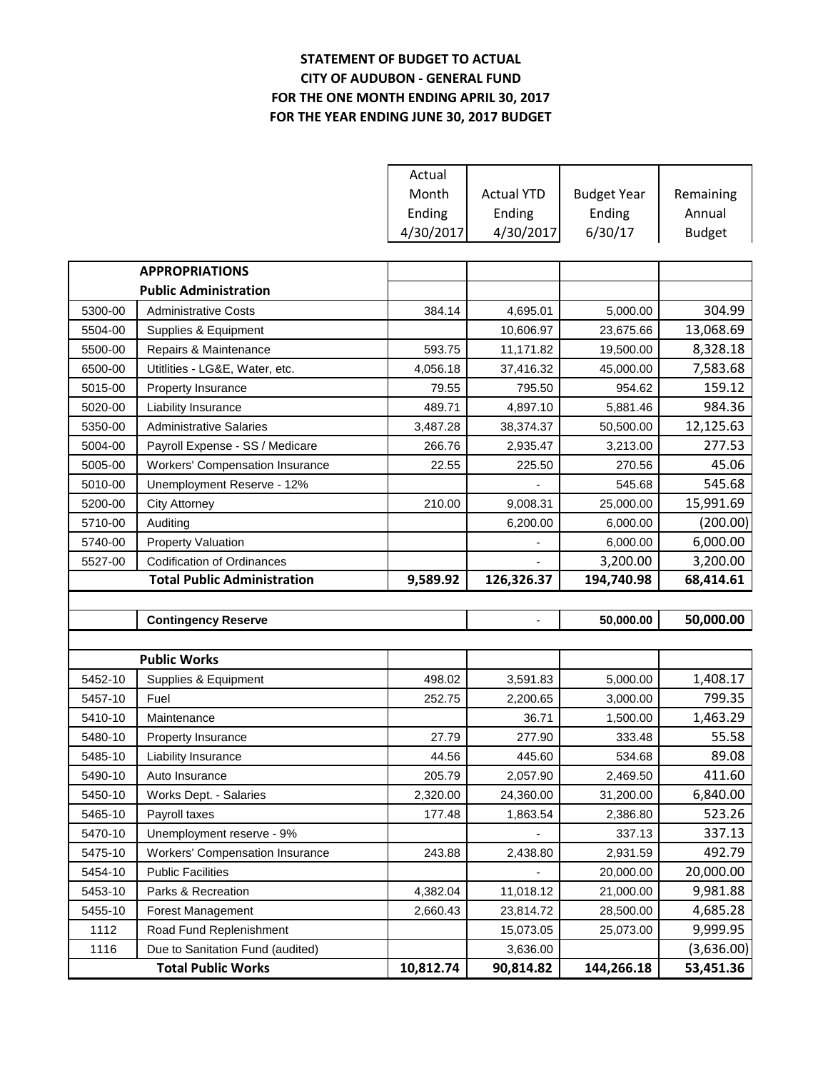**STATEMENT OF BUDGET TO ACTUAL**
**CITY OF AUDUBON - GENERAL FUND**
**FOR THE ONE MONTH ENDING APRIL 30, 2017**
**FOR THE YEAR ENDING JUNE 30, 2017 BUDGET**

| | | Actual Month Ending 4/30/2017 | Actual YTD Ending 4/30/2017 | Budget Year Ending 6/30/17 | Remaining Annual Budget |
|---|---|---|---|---|---|
| | **APPROPRIATIONS** | | | | |
| | **Public Administration** | | | | |
| 5300-00 | Administrative Costs | 384.14 | 4,695.01 | 5,000.00 | 304.99 |
| 5504-00 | Supplies & Equipment | | 10,606.97 | 23,675.66 | 13,068.69 |
| 5500-00 | Repairs & Maintenance | 593.75 | 11,171.82 | 19,500.00 | 8,328.18 |
| 6500-00 | Utitlities - LG&E, Water, etc. | 4,056.18 | 37,416.32 | 45,000.00 | 7,583.68 |
| 5015-00 | Property Insurance | 79.55 | 795.50 | 954.62 | 159.12 |
| 5020-00 | Liability Insurance | 489.71 | 4,897.10 | 5,881.46 | 984.36 |
| 5350-00 | Administrative Salaries | 3,487.28 | 38,374.37 | 50,500.00 | 12,125.63 |
| 5004-00 | Payroll Expense - SS / Medicare | 266.76 | 2,935.47 | 3,213.00 | 277.53 |
| 5005-00 | Workers' Compensation Insurance | 22.55 | 225.50 | 270.56 | 45.06 |
| 5010-00 | Unemployment Reserve - 12% | | - | 545.68 | 545.68 |
| 5200-00 | City Attorney | 210.00 | 9,008.31 | 25,000.00 | 15,991.69 |
| 5710-00 | Auditing | | 6,200.00 | 6,000.00 | (200.00) |
| 5740-00 | Property Valuation | | - | 6,000.00 | 6,000.00 |
| 5527-00 | Codification of Ordinances | | - | 3,200.00 | 3,200.00 |
| | **Total Public Administration** | **9,589.92** | **126,326.37** | **194,740.98** | **68,414.61** |
| | | | | | |
| | **Contingency Reserve** | | - | **50,000.00** | **50,000.00** |
| | | | | | |
| | **Public Works** | | | | |
| 5452-10 | Supplies & Equipment | 498.02 | 3,591.83 | 5,000.00 | 1,408.17 |
| 5457-10 | Fuel | 252.75 | 2,200.65 | 3,000.00 | 799.35 |
| 5410-10 | Maintenance | | 36.71 | 1,500.00 | 1,463.29 |
| 5480-10 | Property Insurance | 27.79 | 277.90 | 333.48 | 55.58 |
| 5485-10 | Liability Insurance | 44.56 | 445.60 | 534.68 | 89.08 |
| 5490-10 | Auto Insurance | 205.79 | 2,057.90 | 2,469.50 | 411.60 |
| 5450-10 | Works Dept. - Salaries | 2,320.00 | 24,360.00 | 31,200.00 | 6,840.00 |
| 5465-10 | Payroll taxes | 177.48 | 1,863.54 | 2,386.80 | 523.26 |
| 5470-10 | Unemployment reserve - 9% | | - | 337.13 | 337.13 |
| 5475-10 | Workers' Compensation Insurance | 243.88 | 2,438.80 | 2,931.59 | 492.79 |
| 5454-10 | Public Facilities | | - | 20,000.00 | 20,000.00 |
| 5453-10 | Parks & Recreation | 4,382.04 | 11,018.12 | 21,000.00 | 9,981.88 |
| 5455-10 | Forest Management | 2,660.43 | 23,814.72 | 28,500.00 | 4,685.28 |
| 1112 | Road Fund Replenishment | | 15,073.05 | 25,073.00 | 9,999.95 |
| 1116 | Due to Sanitation Fund (audited) | | 3,636.00 | | (3,636.00) |
| | **Total Public Works** | **10,812.74** | **90,814.82** | **144,266.18** | **53,451.36** |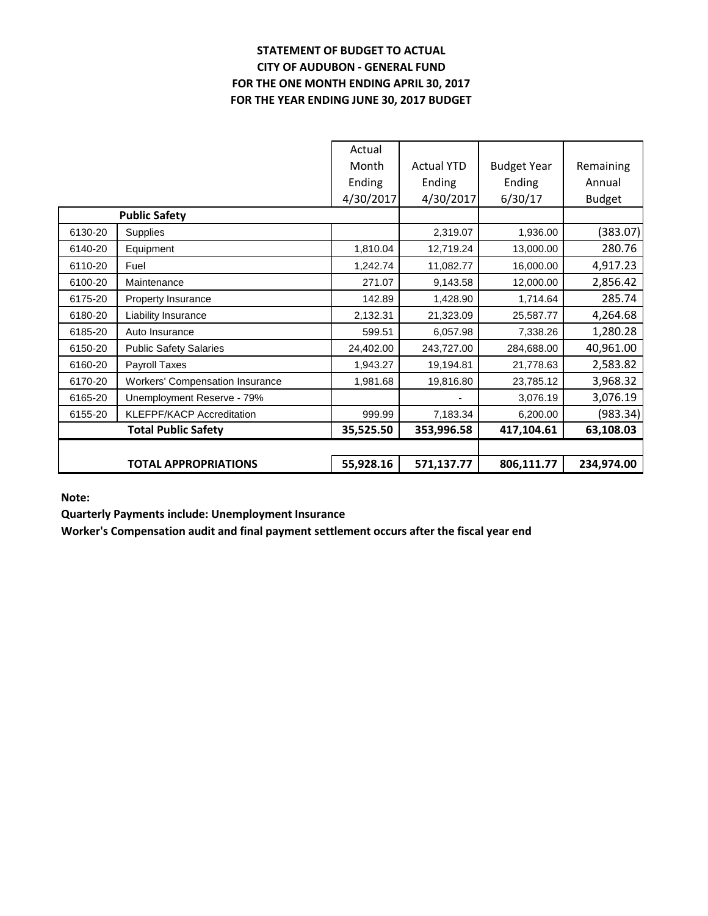**STATEMENT OF BUDGET TO ACTUAL**
**CITY OF AUDUBON - GENERAL FUND**
**FOR THE ONE MONTH ENDING APRIL 30, 2017**
**FOR THE YEAR ENDING JUNE 30, 2017 BUDGET**

| | | Actual Month Ending 4/30/2017 | Actual YTD Ending 4/30/2017 | Budget Year Ending 6/30/17 | Remaining Annual Budget |
|---|---|---|---|---|---|
| | **Public Safety** | | | | |
| 6130-20 | Supplies | | 2,319.07 | 1,936.00 | (383.07) |
| 6140-20 | Equipment | 1,810.04 | 12,719.24 | 13,000.00 | 280.76 |
| 6110-20 | Fuel | 1,242.74 | 11,082.77 | 16,000.00 | 4,917.23 |
| 6100-20 | Maintenance | 271.07 | 9,143.58 | 12,000.00 | 2,856.42 |
| 6175-20 | Property Insurance | 142.89 | 1,428.90 | 1,714.64 | 285.74 |
| 6180-20 | Liability Insurance | 2,132.31 | 21,323.09 | 25,587.77 | 4,264.68 |
| 6185-20 | Auto Insurance | 599.51 | 6,057.98 | 7,338.26 | 1,280.28 |
| 6150-20 | Public Safety Salaries | 24,402.00 | 243,727.00 | 284,688.00 | 40,961.00 |
| 6160-20 | Payroll Taxes | 1,943.27 | 19,194.81 | 21,778.63 | 2,583.82 |
| 6170-20 | Workers' Compensation Insurance | 1,981.68 | 19,816.80 | 23,785.12 | 3,968.32 |
| 6165-20 | Unemployment Reserve - 79% | | - | 3,076.19 | 3,076.19 |
| 6155-20 | KLEFPF/KACP Accreditation | 999.99 | 7,183.34 | 6,200.00 | (983.34) |
| | **Total Public Safety** | **35,525.50** | **353,996.58** | **417,104.61** | **63,108.03** |
| | | | | | |
| | **TOTAL APPROPRIATIONS** | **55,928.16** | **571,137.77** | **806,111.77** | **234,974.00** |

**Note:**

**Quarterly Payments include: Unemployment Insurance**

**Worker's Compensation audit and final payment settlement occurs after the fiscal year end**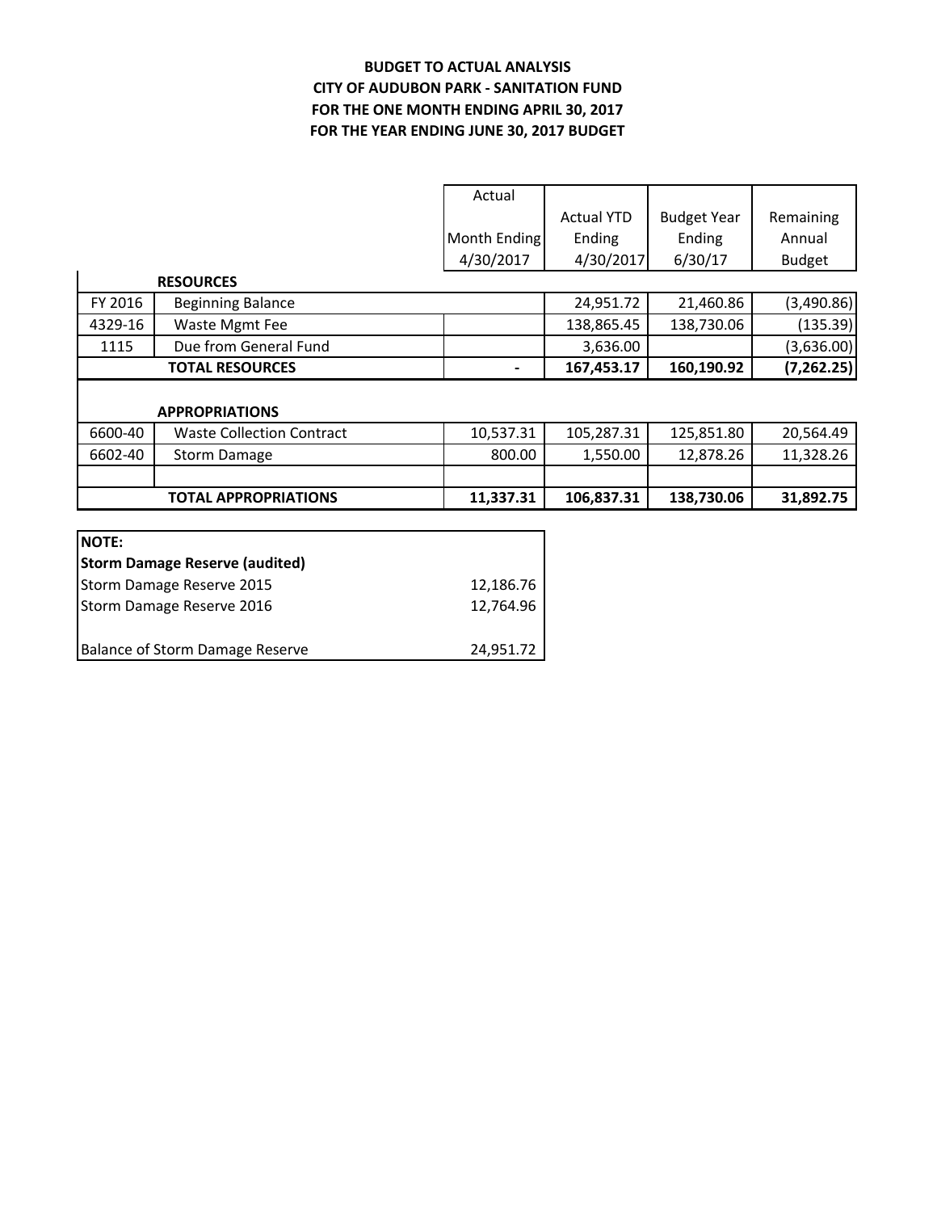**BUDGET TO ACTUAL ANALYSIS**
**CITY OF AUDUBON PARK - SANITATION FUND**
**FOR THE ONE MONTH ENDING APRIL 30, 2017**
**FOR THE YEAR ENDING JUNE 30, 2017 BUDGET**

| | | Actual Month Ending 4/30/2017 | Actual YTD Ending 4/30/2017 | Budget Year Ending 6/30/17 | Remaining Annual Budget |
|---|---|---|---|---|---|
| | **RESOURCES** | | | | |
| FY 2016 | Beginning Balance | | 24,951.72 | 21,460.86 | (3,490.86) |
| 4329-16 | Waste Mgmt Fee | | 138,865.45 | 138,730.06 | (135.39) |
| 1115 | Due from General Fund | | 3,636.00 | | (3,636.00) |
| | **TOTAL RESOURCES** | **-** | **167,453.17** | **160,190.92** | **(7,262.25)** |
| | | | | | |
| | **APPROPRIATIONS** | | | | |
| 6600-40 | Waste Collection Contract | 10,537.31 | 105,287.31 | 125,851.80 | 20,564.49 |
| 6602-40 | Storm Damage | 800.00 | 1,550.00 | 12,878.26 | 11,328.26 |
| | | | | | |
| | **TOTAL APPROPRIATIONS** | **11,337.31** | **106,837.31** | **138,730.06** | **31,892.75** |

| **NOTE:** | |
|---|---|
| **Storm Damage Reserve (audited)** | |
| Storm Damage Reserve 2015 | 12,186.76 |
| Storm Damage Reserve 2016 | 12,764.96 |
| | |
| Balance of Storm Damage Reserve | 24,951.72 |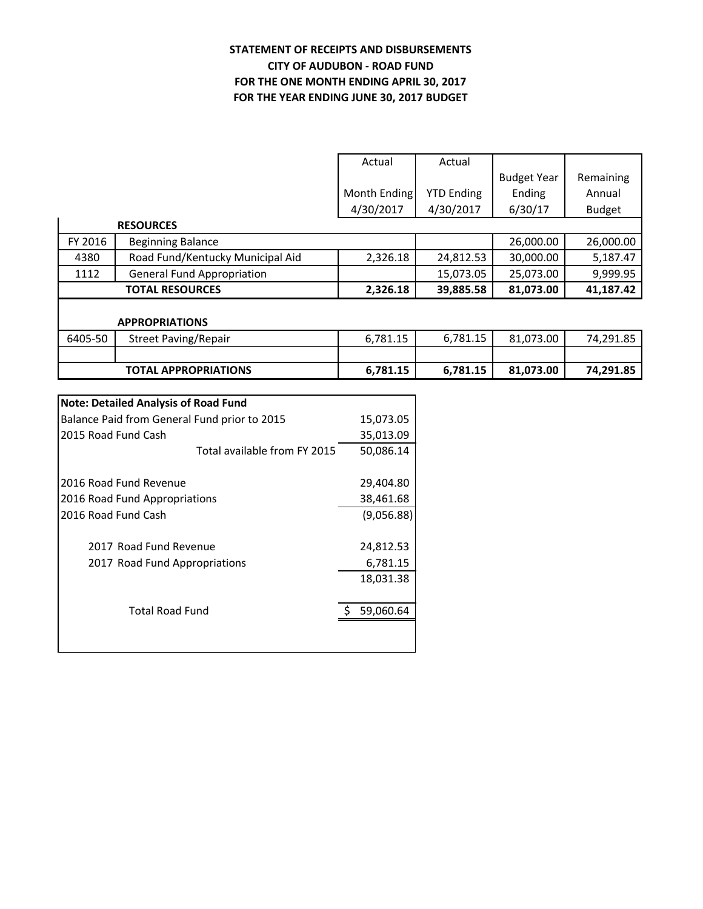**STATEMENT OF RECEIPTS AND DISBURSEMENTS**
**CITY OF AUDUBON - ROAD FUND**
**FOR THE ONE MONTH ENDING APRIL 30, 2017**
**FOR THE YEAR ENDING JUNE 30, 2017 BUDGET**

| | | Actual Month Ending 4/30/2017 | Actual YTD Ending 4/30/2017 | Budget Year Ending 6/30/17 | Remaining Annual Budget |
|---|---|---|---|---|---|
| | **RESOURCES** | | | | |
| FY 2016 | Beginning Balance | | | 26,000.00 | 26,000.00 |
| 4380 | Road Fund/Kentucky Municipal Aid | 2,326.18 | 24,812.53 | 30,000.00 | 5,187.47 |
| 1112 | General Fund Appropriation | | 15,073.05 | 25,073.00 | 9,999.95 |
| | **TOTAL RESOURCES** | **2,326.18** | **39,885.58** | **81,073.00** | **41,187.42** |
| | **APPROPRIATIONS** | | | | |
| 6405-50 | Street Paving/Repair | 6,781.15 | 6,781.15 | 81,073.00 | 74,291.85 |
| | | | | | |
| | **TOTAL APPROPRIATIONS** | **6,781.15** | **6,781.15** | **81,073.00** | **74,291.85** |

| **Note: Detailed Analysis of Road Fund** | |
|---|---|
| Balance Paid from General Fund prior to 2015 | 15,073.05 |
| 2015 Road Fund Cash | 35,013.09 |
| Total available from FY 2015 | 50,086.14 |
| | |
| 2016 Road Fund Revenue | 29,404.80 |
| 2016 Road Fund Appropriations | 38,461.68 |
| 2016 Road Fund Cash | (9,056.88) |
| | |
| 2017 Road Fund Revenue | 24,812.53 |
| 2017 Road Fund Appropriations | 6,781.15 |
| | 18,031.38 |
| | |
| Total Road Fund | $ 59,060.64 |